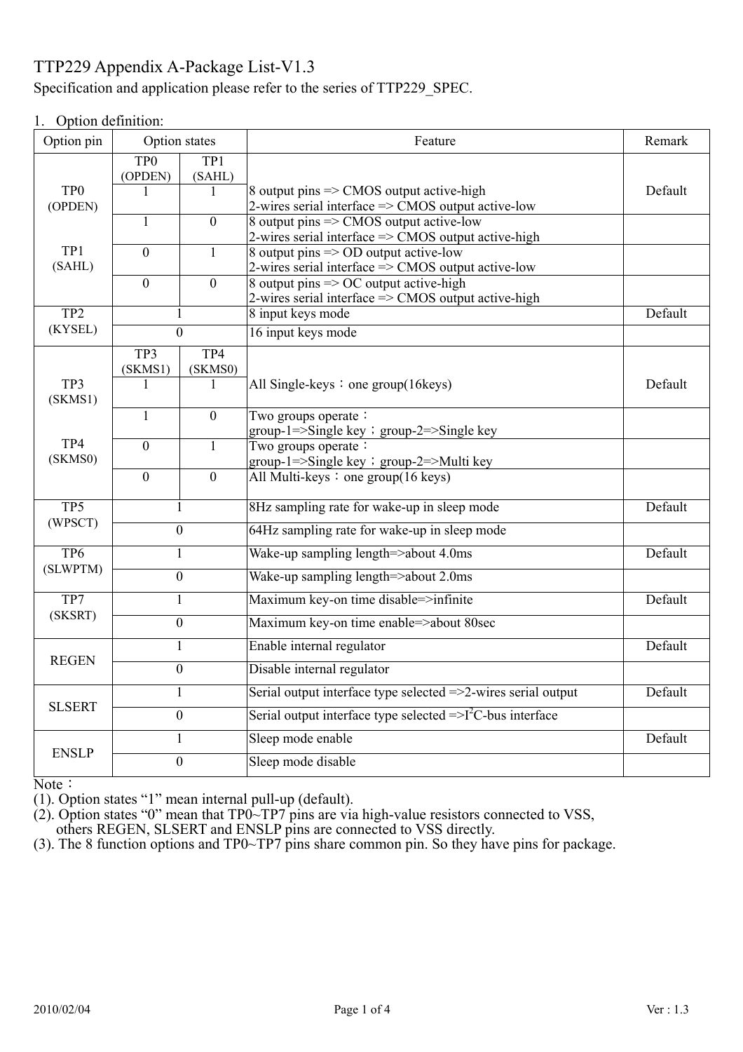# TTP229 Appendix A-Package List-V1.3

Specification and application please refer to the series of TTP229_SPEC.

1. Option definition:

| Option pin | Option states | | Feature | Remark |
|---|---|---|---|---|
| TP0 (OPDEN) / TP1 (SAHL) | TP0 (OPDEN) | TP1 (SAHL) | | |
| | 1 | 1 | 8 output pins => CMOS output active-high<br>2-wires serial interface => CMOS output active-low | Default |
| | 1 | 0 | 8 output pins => CMOS output active-low<br>2-wires serial interface => CMOS output active-high | |
| | 0 | 1 | 8 output pins => OD output active-low<br>2-wires serial interface => CMOS output active-low | |
| | 0 | 0 | 8 output pins => OC output active-high<br>2-wires serial interface => CMOS output active-high | |
| TP2 (KYSEL) | 1 | | 8 input keys mode | Default |
| | 0 | | 16 input keys mode | |
| TP3 (SKMS1) / TP4 (SKMS0) | TP3 (SKMS1) | TP4 (SKMS0) | | |
| | 1 | 1 | All Single-keys：one group(16keys) | Default |
| | 1 | 0 | Two groups operate：<br>group-1=>Single key；group-2=>Single key | |
| | 0 | 1 | Two groups operate：<br>group-1=>Single key；group-2=>Multi key | |
| | 0 | 0 | All Multi-keys：one group(16 keys) | |
| TP5 (WPSCT) | 1 | | 8Hz sampling rate for wake-up in sleep mode | Default |
| | 0 | | 64Hz sampling rate for wake-up in sleep mode | |
| TP6 (SLWPTM) | 1 | | Wake-up sampling length=>about 4.0ms | Default |
| | 0 | | Wake-up sampling length=>about 2.0ms | |
| TP7 (SKSRT) | 1 | | Maximum key-on time disable=>infinite | Default |
| | 0 | | Maximum key-on time enable=>about 80sec | |
| REGEN | 1 | | Enable internal regulator | Default |
| | 0 | | Disable internal regulator | |
| SLSERT | 1 | | Serial output interface type selected =>2-wires serial output | Default |
| | 0 | | Serial output interface type selected =>$I^2C$-bus interface | |
| ENSLP | 1 | | Sleep mode enable | Default |
| | 0 | | Sleep mode disable | |

Note：

(1). Option states "1" mean internal pull-up (default).

(2). Option states "0" mean that TP0~TP7 pins are via high-value resistors connected to VSS, others REGEN, SLSERT and ENSLP pins are connected to VSS directly.

(3). The 8 function options and TP0~TP7 pins share common pin. So they have pins for package.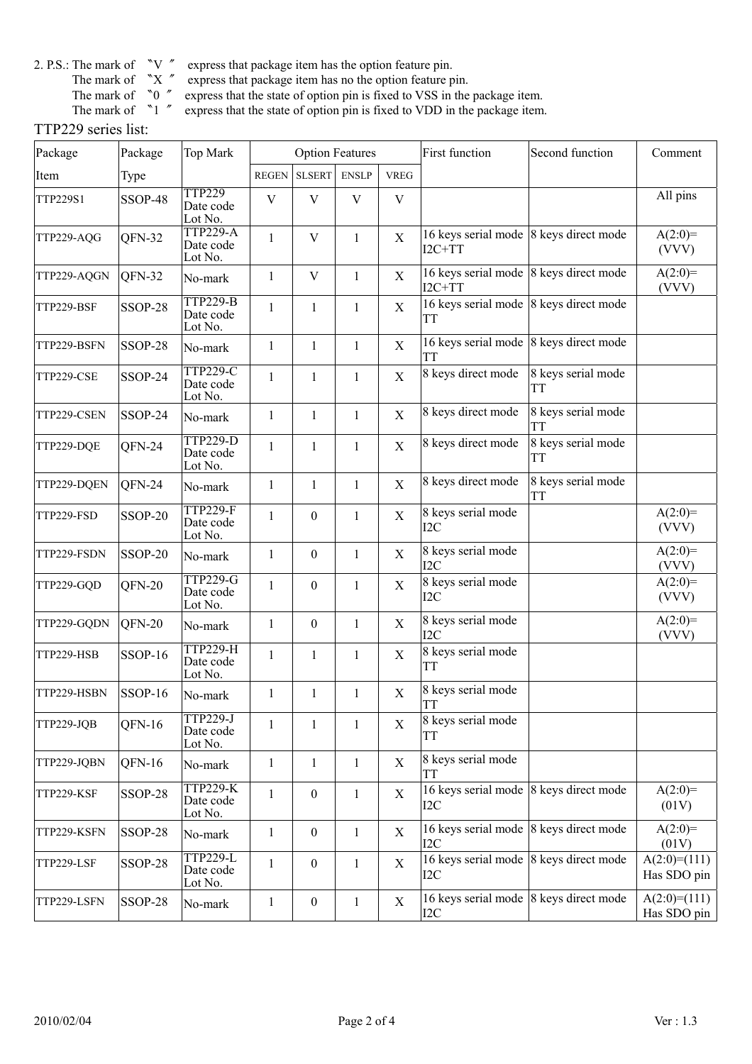2. P.S.: The mark of "V" express that package item has the option feature pin.
The mark of "X" express that package item has no the option feature pin.
The mark of "0" express that the state of option pin is fixed to VSS in the package item.
The mark of "1" express that the state of option pin is fixed to VDD in the package item.

TTP229 series list:

| Package Item | Package Type | Top Mark | Option Features | | | | First function | Second function | Comment |
|---|---|---|---|---|---|---|---|---|---|
| | | | REGEN | SLSERT | ENSLP | VREG | | | |
| TTP229S1 | SSOP-48 | TTP229 Date code Lot No. | V | V | V | V | | | All pins |
| TTP229-AQG | QFN-32 | TTP229-A Date code Lot No. | 1 | V | 1 | X | 16 keys serial mode I2C+TT | 8 keys direct mode | A(2:0)= (VVV) |
| TTP229-AQGN | QFN-32 | No-mark | 1 | V | 1 | X | 16 keys serial mode I2C+TT | 8 keys direct mode | A(2:0)= (VVV) |
| TTP229-BSF | SSOP-28 | TTP229-B Date code Lot No. | 1 | 1 | 1 | X | 16 keys serial mode TT | 8 keys direct mode | |
| TTP229-BSFN | SSOP-28 | No-mark | 1 | 1 | 1 | X | 16 keys serial mode TT | 8 keys direct mode | |
| TTP229-CSE | SSOP-24 | TTP229-C Date code Lot No. | 1 | 1 | 1 | X | 8 keys direct mode | 8 keys serial mode TT | |
| TTP229-CSEN | SSOP-24 | No-mark | 1 | 1 | 1 | X | 8 keys direct mode | 8 keys serial mode TT | |
| TTP229-DQE | QFN-24 | TTP229-D Date code Lot No. | 1 | 1 | 1 | X | 8 keys direct mode | 8 keys serial mode TT | |
| TTP229-DQEN | QFN-24 | No-mark | 1 | 1 | 1 | X | 8 keys direct mode | 8 keys serial mode TT | |
| TTP229-FSD | SSOP-20 | TTP229-F Date code Lot No. | 1 | 0 | 1 | X | 8 keys serial mode I2C | | A(2:0)= (VVV) |
| TTP229-FSDN | SSOP-20 | No-mark | 1 | 0 | 1 | X | 8 keys serial mode I2C | | A(2:0)= (VVV) |
| TTP229-GQD | QFN-20 | TTP229-G Date code Lot No. | 1 | 0 | 1 | X | 8 keys serial mode I2C | | A(2:0)= (VVV) |
| TTP229-GQDN | QFN-20 | No-mark | 1 | 0 | 1 | X | 8 keys serial mode I2C | | A(2:0)= (VVV) |
| TTP229-HSB | SSOP-16 | TTP229-H Date code Lot No. | 1 | 1 | 1 | X | 8 keys serial mode TT | | |
| TTP229-HSBN | SSOP-16 | No-mark | 1 | 1 | 1 | X | 8 keys serial mode TT | | |
| TTP229-JQB | QFN-16 | TTP229-J Date code Lot No. | 1 | 1 | 1 | X | 8 keys serial mode TT | | |
| TTP229-JQBN | QFN-16 | No-mark | 1 | 1 | 1 | X | 8 keys serial mode TT | | |
| TTP229-KSF | SSOP-28 | TTP229-K Date code Lot No. | 1 | 0 | 1 | X | 16 keys serial mode I2C | 8 keys direct mode | A(2:0)= (01V) |
| TTP229-KSFN | SSOP-28 | No-mark | 1 | 0 | 1 | X | 16 keys serial mode I2C | 8 keys direct mode | A(2:0)= (01V) |
| TTP229-LSF | SSOP-28 | TTP229-L Date code Lot No. | 1 | 0 | 1 | X | 16 keys serial mode I2C | 8 keys direct mode | A(2:0)=(111) Has SDO pin |
| TTP229-LSFN | SSOP-28 | No-mark | 1 | 0 | 1 | X | 16 keys serial mode I2C | 8 keys direct mode | A(2:0)=(111) Has SDO pin |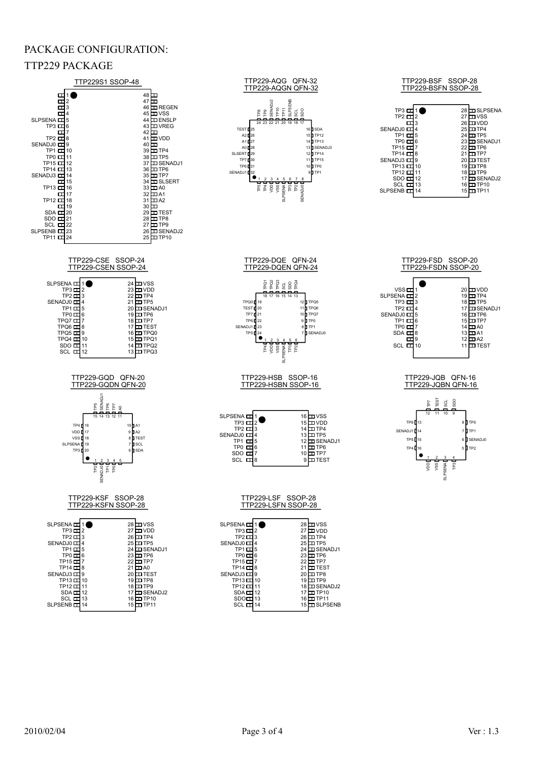# PACKAGE CONFIGURATION:

## TTP229 PACKAGE

### TTP229S1 SSOP-48

| Pin | Name | Pin | Name |
|---|---|---|---|
| 1 | | 48 | |
| 2 | | 47 | |
| 3 | | 46 | REGEN |
| 4 | | 45 | VSS |
| 5 | SLPSENA | 44 | ENSLP |
| 6 | TP3 | 43 | VREG |
| 7 | | 42 | |
| 8 | TP2 | 41 | VDD |
| 9 | SENADJ0 | 40 | |
| 10 | TP1 | 39 | TP4 |
| 11 | TP0 | 38 | TP5 |
| 12 | TP15 | 37 | SENADJ1 |
| 13 | TP14 | 36 | TP6 |
| 14 | SENADJ3 | 35 | TP7 |
| 15 | | 34 | SLSERT |
| 16 | TP13 | 33 | A0 |
| 17 | | 32 | A1 |
| 18 | TP12 | 31 | A2 |
| 19 | | 30 | |
| 20 | SDA | 29 | TEST |
| 21 | SDO | 28 | TP8 |
| 22 | SCL | 27 | TP9 |
| 23 | SLPSENB | 26 | SENADJ2 |
| 24 | TP11 | 25 | TP10 |

### TTP229-AQG QFN-32 / TTP229-AQGN QFN-32

| Pin | Name | Pin | Name | Pin | Name | Pin | Name |
|---|---|---|---|---|---|---|---|
| 1 | TP5 | 9 | TP1 | 17 | SDO | 25 | TEST |
| 2 | TP4 | 10 | TP0 | 18 | SCL | 26 | A2 |
| 3 | VDD | 11 | TP15 | 19 | SLPSENB | 27 | A1 |
| 4 | VSS | 12 | TP14 | 20 | TP11 | 28 | A0 |
| 5 | SLPSENA | 13 | SENADJ3 | 21 | TP10 | 29 | SLSERT |
| 6 | TP3 | 14 | TP13 | 22 | SENADJ2 | 30 | TP7 |
| 7 | TP2 | 15 | TP12 | 23 | TP9 | 31 | TP6 |
| 8 | SENADJ0 | 16 | SDA | 24 | TP8 | 32 | SENADJ1 |

### TTP229-BSF SSOP-28 / TTP229-BSFN SSOP-28

| Pin | Name | Pin | Name |
|---|---|---|---|
| 1 | TP3 | 28 | SLPSENA |
| 2 | TP2 | 27 | VSS |
| 3 | | 26 | VDD |
| 4 | SENADJ0 | 25 | TP4 |
| 5 | TP1 | 24 | TP5 |
| 6 | TP0 | 23 | SENADJ1 |
| 7 | TP15 | 22 | TP6 |
| 8 | TP14 | 21 | TP7 |
| 9 | SENADJ3 | 20 | TEST |
| 10 | TP13 | 19 | TP8 |
| 11 | TP12 | 18 | TP9 |
| 12 | SDO | 17 | SENADJ2 |
| 13 | SCL | 16 | TP10 |
| 14 | SLPSENB | 15 | TP11 |

### TTP229-CSE SSOP-24 / TTP229-CSEN SSOP-24

| Pin | Name | Pin | Name |
|---|---|---|---|
| 1 | SLPSENA | 24 | VSS |
| 2 | TP3 | 23 | VDD |
| 3 | TP2 | 22 | TP4 |
| 4 | SENADJ0 | 21 | TP5 |
| 5 | TP1 | 20 | SENADJ1 |
| 6 | TP0 | 19 | TP6 |
| 7 | TPQ7 | 18 | TP7 |
| 8 | TPQ6 | 17 | TEST |
| 9 | TPQ5 | 16 | TPQ0 |
| 10 | TPQ4 | 15 | TPQ1 |
| 11 | SDO | 14 | TPQ2 |
| 12 | SCL | 13 | TPQ3 |

### TTP229-DQE QFN-24 / TTP229-DQEN QFN-24

| Pin | Name | Pin | Name | Pin | Name | Pin | Name |
|---|---|---|---|---|---|---|---|
| 1 | TP4 | 7 | SENADJ0 | 13 | TPQ4 | 19 | TPQ0 |
| 2 | VDD | 8 | TP1 | 14 | SDO | 20 | TEST |
| 3 | VSS | 9 | TP0 | 15 | SCL | 21 | TP7 |
| 4 | SLPSENA | 10 | TPQ7 | 16 | TPQ3 | 22 | TP6 |
| 5 | TP3 | 11 | TPQ6 | 17 | TPQ2 | 23 | SENADJ1 |
| 6 | TP2 | 12 | TPQ5 | 18 | TPQ1 | 24 | TP5 |

### TTP229-FSD SSOP-20 / TTP229-FSDN SSOP-20

| Pin | Name | Pin | Name |
|---|---|---|---|
| 1 | VSS | 20 | VDD |
| 2 | SLPSENA | 19 | TP4 |
| 3 | TP3 | 18 | TP5 |
| 4 | TP2 | 17 | SENADJ1 |
| 5 | SENADJ0 | 16 | TP6 |
| 6 | TP1 | 15 | TP7 |
| 7 | TP0 | 14 | A0 |
| 8 | SDA | 13 | A1 |
| 9 | | 12 | A2 |
| 10 | SCL | 11 | TEST |

### TTP229-GQD QFN-20 / TTP229-GQDN QFN-20

| Pin | Name | Pin | Name | Pin | Name | Pin | Name |
|---|---|---|---|---|---|---|---|
| 1 | TP2 | 6 | SDA | 11 | A0 | 16 | TP4 |
| 2 | SENADJ0 | 7 | SCL | 12 | TP7 | 17 | VDD |
| 3 | TP1 | 8 | TEST | 13 | TP6 | 18 | VSS |
| 4 | TP0 | 9 | A2 | 14 | SENADJ1 | 19 | SLPSENA |
| 5 | | 10 | A1 | 15 | TP5 | 20 | TP3 |

### TTP229-HSB SSOP-16 / TTP229-HSBN SSOP-16

| Pin | Name | Pin | Name |
|---|---|---|---|
| 1 | SLPSENA | 16 | VSS |
| 2 | TP3 | 15 | VDD |
| 3 | TP2 | 14 | TP4 |
| 4 | SENADJ0 | 13 | TP5 |
| 5 | TP1 | 12 | SENADJ1 |
| 6 | TP0 | 11 | TP6 |
| 7 | SDO | 10 | TP7 |
| 8 | SCL | 9 | TEST |

### TTP229-JQB QFN-16 / TTP229-JQBN QFN-16

| Pin | Name | Pin | Name | Pin | Name | Pin | Name |
|---|---|---|---|---|---|---|---|
| 1 | VDD | 5 | TP2 | 9 | SDO | 13 | TP6 |
| 2 | VSS | 6 | SENADJ0 | 10 | SCL | 14 | SENADJ1 |
| 3 | SLPSENA | 7 | TP1 | 11 | TEST | 15 | TP5 |
| 4 | TP3 | 8 | TP0 | 12 | TP7 | 16 | TP4 |

### TTP229-KSF SSOP-28 / TTP229-KSFN SSOP-28

| Pin | Name | Pin | Name |
|---|---|---|---|
| 1 | SLPSENA | 28 | VSS |
| 2 | TP3 | 27 | VDD |
| 3 | TP2 | 26 | TP4 |
| 4 | SENADJ0 | 25 | TP5 |
| 5 | TP1 | 24 | SENADJ1 |
| 6 | TP0 | 23 | TP6 |
| 7 | TP15 | 22 | TP7 |
| 8 | TP14 | 21 | A0 |
| 9 | SENADJ3 | 20 | TEST |
| 10 | TP13 | 19 | TP8 |
| 11 | TP12 | 18 | TP9 |
| 12 | SDA | 17 | SENADJ2 |
| 13 | SCL | 16 | TP10 |
| 14 | SLPSENB | 15 | TP11 |

### TTP229-LSF SSOP-28 / TTP229-LSFN SSOP-28

| Pin | Name | Pin | Name |
|---|---|---|---|
| 1 | SLPSENA | 28 | VSS |
| 2 | TP3 | 27 | VDD |
| 3 | TP2 | 26 | TP4 |
| 4 | SENADJ0 | 25 | TP5 |
| 5 | TP1 | 24 | SENADJ1 |
| 6 | TP0 | 23 | TP6 |
| 7 | TP15 | 22 | TP7 |
| 8 | TP14 | 21 | TEST |
| 9 | SENADJ3 | 20 | TP8 |
| 10 | TP13 | 19 | TP9 |
| 11 | TP12 | 18 | SENADJ2 |
| 12 | SDA | 17 | TP10 |
| 13 | SDO | 16 | TP11 |
| 14 | SCL | 15 | SLPSENB |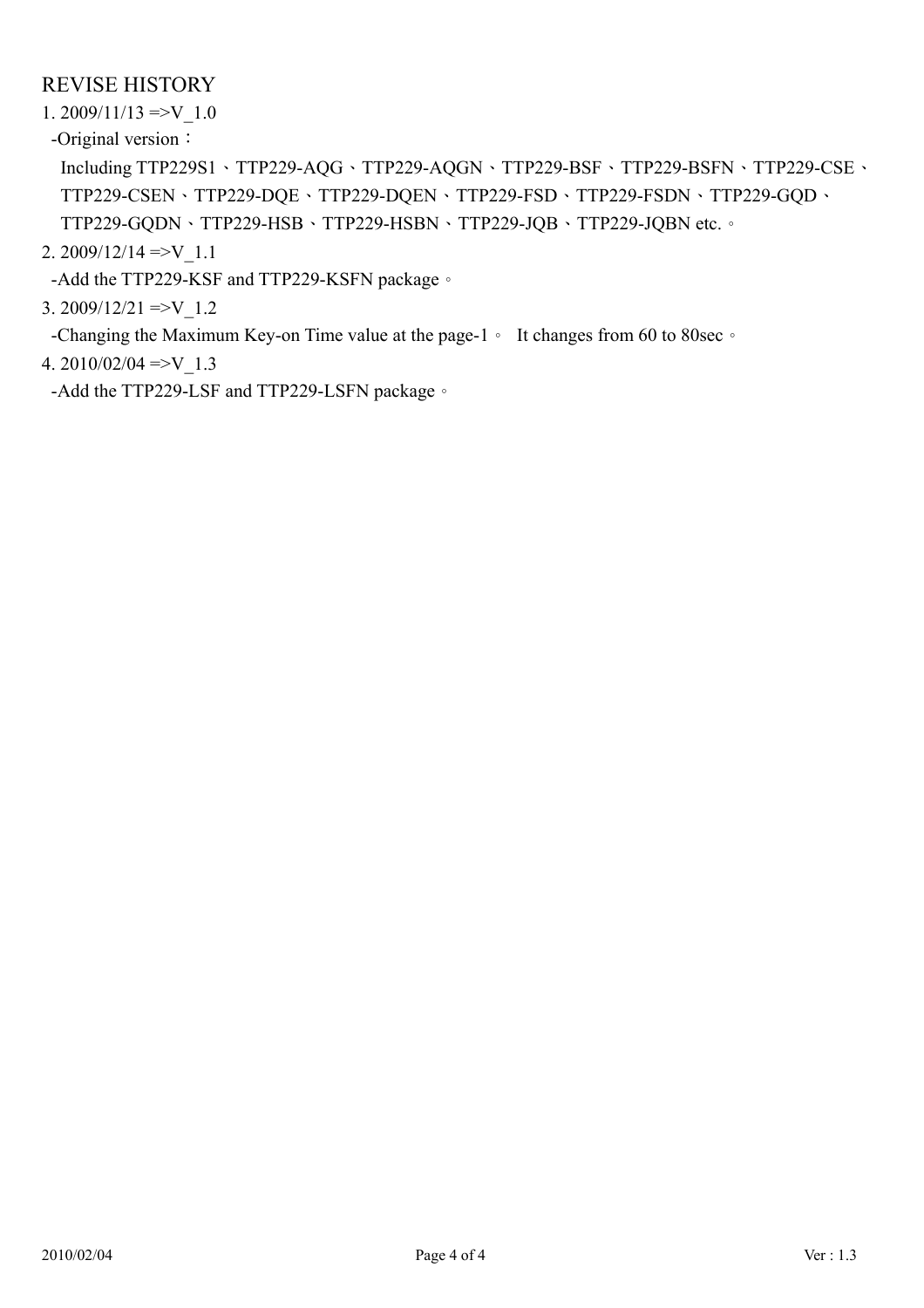# REVISE HISTORY

1. 2009/11/13 =>V_1.0
   -Original version：
   Including TTP229S1、TTP229-AQG、TTP229-AQGN、TTP229-BSF、TTP229-BSFN、TTP229-CSE、TTP229-CSEN、TTP229-DQE、TTP229-DQEN、TTP229-FSD、TTP229-FSDN、TTP229-GQD、TTP229-GQDN、TTP229-HSB、TTP229-HSBN、TTP229-JQB、TTP229-JQBN etc.。
2. 2009/12/14 =>V_1.1
   -Add the TTP229-KSF and TTP229-KSFN package。
3. 2009/12/21 =>V_1.2
   -Changing the Maximum Key-on Time value at the page-1。 It changes from 60 to 80sec。
4. 2010/02/04 =>V_1.3
   -Add the TTP229-LSF and TTP229-LSFN package。